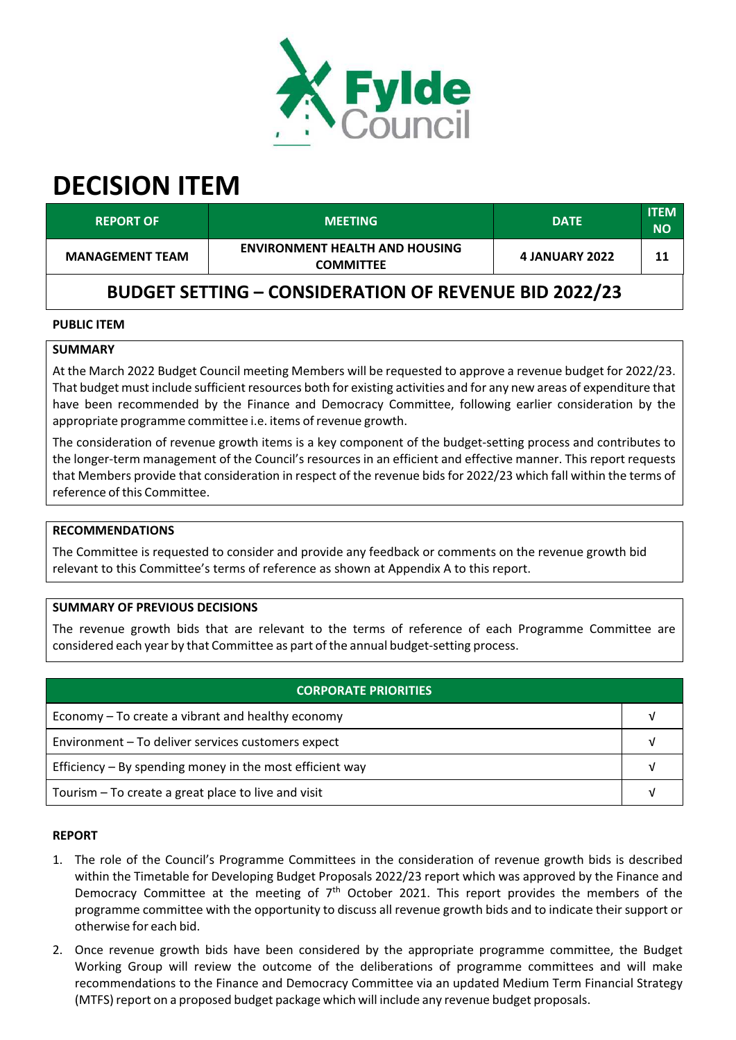# DECISION ITEM

| REPORT OF | MEETING | DATE | ITEM NO |
|---|---|---|---|
| MANAGEMENT TEAM | ENVIRONMENT HEALTH AND HOUSING COMMITTEE | 4 JANUARY 2022 | 11 |

## BUDGET SETTING – CONSIDERATION OF REVENUE BID 2022/23

**PUBLIC ITEM**

**SUMMARY**

At the March 2022 Budget Council meeting Members will be requested to approve a revenue budget for 2022/23. That budget must include sufficient resources both for existing activities and for any new areas of expenditure that have been recommended by the Finance and Democracy Committee, following earlier consideration by the appropriate programme committee i.e. items of revenue growth.

The consideration of revenue growth items is a key component of the budget-setting process and contributes to the longer-term management of the Council's resources in an efficient and effective manner. This report requests that Members provide that consideration in respect of the revenue bids for 2022/23 which fall within the terms of reference of this Committee.

**RECOMMENDATIONS**

The Committee is requested to consider and provide any feedback or comments on the revenue growth bid relevant to this Committee's terms of reference as shown at Appendix A to this report.

**SUMMARY OF PREVIOUS DECISIONS**

The revenue growth bids that are relevant to the terms of reference of each Programme Committee are considered each year by that Committee as part of the annual budget-setting process.

| CORPORATE PRIORITIES | |
|---|---|
| Economy – To create a vibrant and healthy economy | √ |
| Environment – To deliver services customers expect | √ |
| Efficiency – By spending money in the most efficient way | √ |
| Tourism – To create a great place to live and visit | √ |

**REPORT**

1. The role of the Council's Programme Committees in the consideration of revenue growth bids is described within the Timetable for Developing Budget Proposals 2022/23 report which was approved by the Finance and Democracy Committee at the meeting of 7th October 2021. This report provides the members of the programme committee with the opportunity to discuss all revenue growth bids and to indicate their support or otherwise for each bid.

2. Once revenue growth bids have been considered by the appropriate programme committee, the Budget Working Group will review the outcome of the deliberations of programme committees and will make recommendations to the Finance and Democracy Committee via an updated Medium Term Financial Strategy (MTFS) report on a proposed budget package which will include any revenue budget proposals.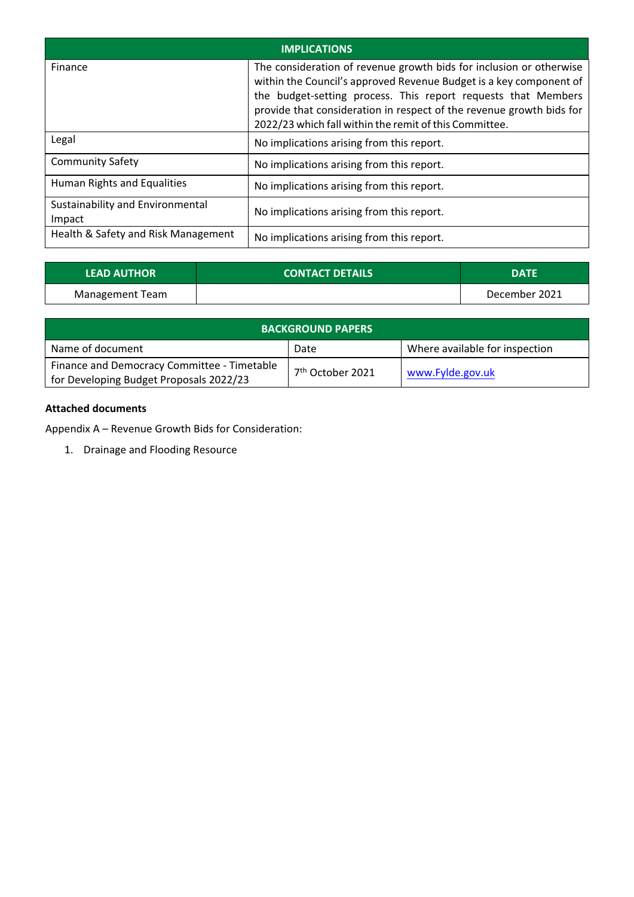| IMPLICATIONS | |
|---|---|
| Finance | The consideration of revenue growth bids for inclusion or otherwise within the Council's approved Revenue Budget is a key component of the budget-setting process. This report requests that Members provide that consideration in respect of the revenue growth bids for 2022/23 which fall within the remit of this Committee. |
| Legal | No implications arising from this report. |
| Community Safety | No implications arising from this report. |
| Human Rights and Equalities | No implications arising from this report. |
| Sustainability and Environmental Impact | No implications arising from this report. |
| Health & Safety and Risk Management | No implications arising from this report. |

| LEAD AUTHOR | CONTACT DETAILS | DATE |
|---|---|---|
| Management Team | | December 2021 |

| BACKGROUND PAPERS | | |
|---|---|---|
| Name of document | Date | Where available for inspection |
| Finance and Democracy Committee - Timetable for Developing Budget Proposals 2022/23 | 7th October 2021 | www.Fylde.gov.uk |

**Attached documents**

Appendix A – Revenue Growth Bids for Consideration:

1. Drainage and Flooding Resource